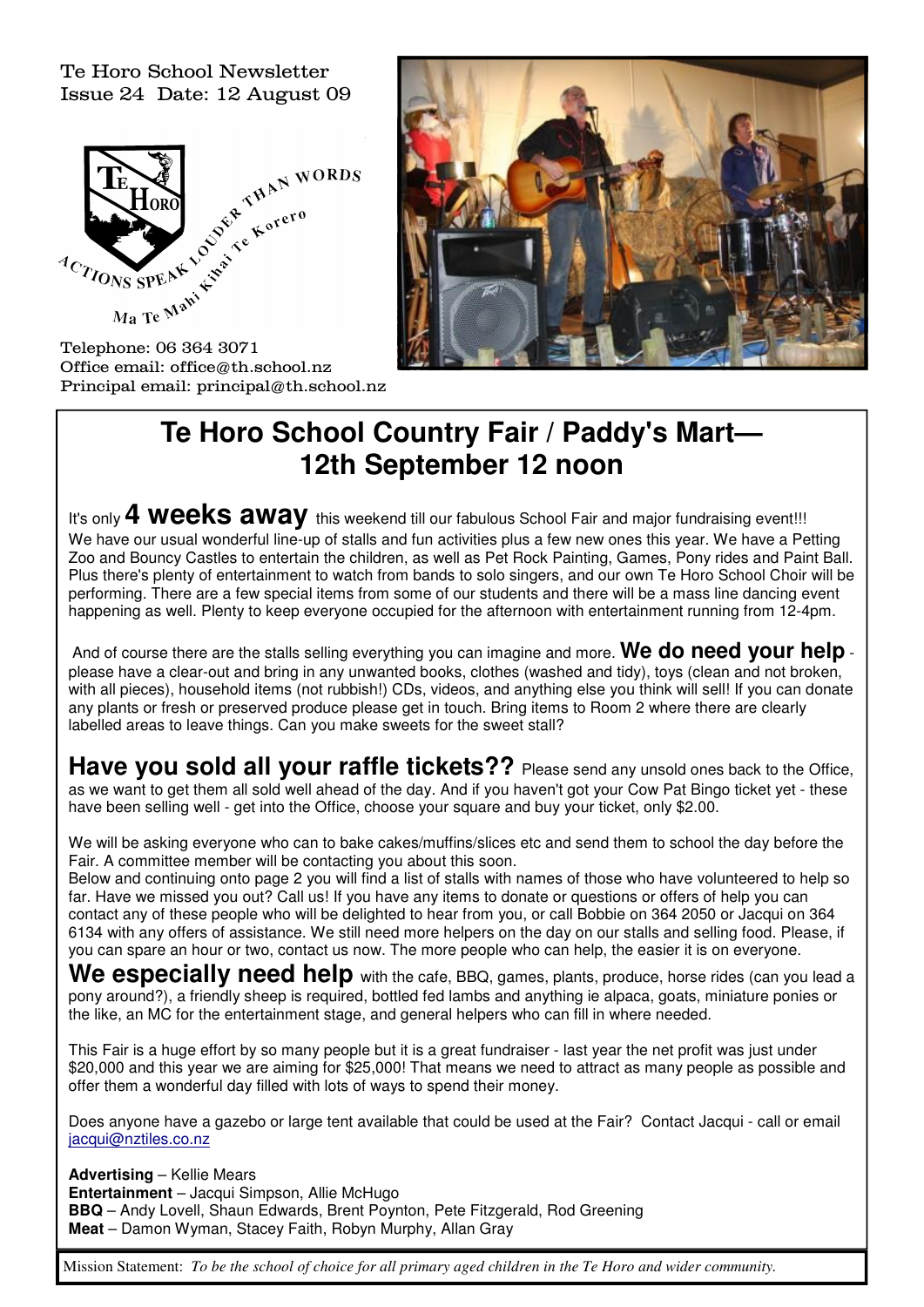Te Horo School Newsletter
Issue 24 Date: 12 August 09

ACTIONS SPEAK LOUDER THAN WORDS
Ma Te Mahi Kihai Te Korero

Telephone: 06 364 3071
Office email: office@th.school.nz
Principal email: principal@th.school.nz

# Te Horo School Country Fair / Paddy's Mart— 12th September 12 noon

It's only **4 weeks away** this weekend till our fabulous School Fair and major fundraising event!!! We have our usual wonderful line-up of stalls and fun activities plus a few new ones this year. We have a Petting Zoo and Bouncy Castles to entertain the children, as well as Pet Rock Painting, Games, Pony rides and Paint Ball. Plus there's plenty of entertainment to watch from bands to solo singers, and our own Te Horo School Choir will be performing. There are a few special items from some of our students and there will be a mass line dancing event happening as well. Plenty to keep everyone occupied for the afternoon with entertainment running from 12-4pm.

And of course there are the stalls selling everything you can imagine and more. **We do need your help** - please have a clear-out and bring in any unwanted books, clothes (washed and tidy), toys (clean and not broken, with all pieces), household items (not rubbish!) CDs, videos, and anything else you think will sell! If you can donate any plants or fresh or preserved produce please get in touch. Bring items to Room 2 where there are clearly labelled areas to leave things. Can you make sweets for the sweet stall?

**Have you sold all your raffle tickets??** Please send any unsold ones back to the Office, as we want to get them all sold well ahead of the day. And if you haven't got your Cow Pat Bingo ticket yet - these have been selling well - get into the Office, choose your square and buy your ticket, only $2.00.

We will be asking everyone who can to bake cakes/muffins/slices etc and send them to school the day before the Fair. A committee member will be contacting you about this soon.
Below and continuing onto page 2 you will find a list of stalls with names of those who have volunteered to help so far. Have we missed you out? Call us! If you have any items to donate or questions or offers of help you can contact any of these people who will be delighted to hear from you, or call Bobbie on 364 2050 or Jacqui on 364 6134 with any offers of assistance. We still need more helpers on the day on our stalls and selling food. Please, if you can spare an hour or two, contact us now. The more people who can help, the easier it is on everyone.

**We especially need help** with the cafe, BBQ, games, plants, produce, horse rides (can you lead a pony around?), a friendly sheep is required, bottled fed lambs and anything ie alpaca, goats, miniature ponies or the like, an MC for the entertainment stage, and general helpers who can fill in where needed.

This Fair is a huge effort by so many people but it is a great fundraiser - last year the net profit was just under $20,000 and this year we are aiming for $25,000! That means we need to attract as many people as possible and offer them a wonderful day filled with lots of ways to spend their money.

Does anyone have a gazebo or large tent available that could be used at the Fair? Contact Jacqui - call or email jacqui@nztiles.co.nz

**Advertising** – Kellie Mears
**Entertainment** – Jacqui Simpson, Allie McHugo
**BBQ** – Andy Lovell, Shaun Edwards, Brent Poynton, Pete Fitzgerald, Rod Greening
**Meat** – Damon Wyman, Stacey Faith, Robyn Murphy, Allan Gray

Mission Statement: *To be the school of choice for all primary aged children in the Te Horo and wider community.*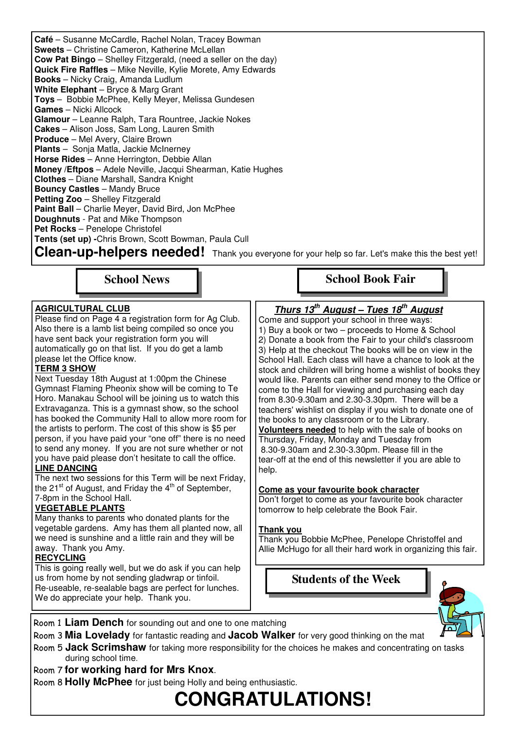**Café** – Susanne McCardle, Rachel Nolan, Tracey Bowman
**Sweets** – Christine Cameron, Katherine McLellan
**Cow Pat Bingo** – Shelley Fitzgerald, (need a seller on the day)
**Quick Fire Raffles** – Mike Neville, Kylie Morete, Amy Edwards
**Books** – Nicky Craig, Amanda Ludlum
**White Elephant** – Bryce & Marg Grant
**Toys** – Bobbie McPhee, Kelly Meyer, Melissa Gundesen
**Games** – Nicki Allcock
**Glamour** – Leanne Ralph, Tara Rountree, Jackie Nokes
**Cakes** – Alison Joss, Sam Long, Lauren Smith
**Produce** – Mel Avery, Claire Brown
**Plants** – Sonja Matla, Jackie McInerney
**Horse Rides** – Anne Herrington, Debbie Allan
**Money /Eftpos** – Adele Neville, Jacqui Shearman, Katie Hughes
**Clothes** – Diane Marshall, Sandra Knight
**Bouncy Castles** – Mandy Bruce
**Petting Zoo** – Shelley Fitzgerald
**Paint Ball** – Charlie Meyer, David Bird, Jon McPhee
**Doughnuts** - Pat and Mike Thompson
**Pet Rocks** – Penelope Christofel
**Tents (set up)** -Chris Brown, Scott Bowman, Paula Cull

**Clean-up-helpers needed!** Thank you everyone for your help so far. Let's make this the best yet!

## School News

**AGRICULTURAL CLUB**

Please find on Page 4 a registration form for Ag Club. Also there is a lamb list being compiled so once you have sent back your registration form you will automatically go on that list. If you do get a lamb please let the Office know.

**TERM 3 SHOW**

Next Tuesday 18th August at 1:00pm the Chinese Gymnast Flaming Pheonix show will be coming to Te Horo. Manakau School will be joining us to watch this Extravaganza. This is a gymnast show, so the school has booked the Community Hall to allow more room for the artists to perform. The cost of this show is $5 per person, if you have paid your "one off" there is no need to send any money. If you are not sure whether or not you have paid please don't hesitate to call the office.

**LINE DANCING**

The next two sessions for this Term will be next Friday, the 21st of August, and Friday the 4th of September, 7-8pm in the School Hall.

**VEGETABLE PLANTS**

Many thanks to parents who donated plants for the vegetable gardens. Amy has them all planted now, all we need is sunshine and a little rain and they will be away. Thank you Amy.

**RECYCLING**

This is going really well, but we do ask if you can help us from home by not sending gladwrap or tinfoil. Re-useable, re-sealable bags are perfect for lunches. We do appreciate your help. Thank you.

## School Book Fair

***Thurs 13th August – Tues 18th August***

Come and support your school in three ways:
1) Buy a book or two – proceeds to Home & School
2) Donate a book from the Fair to your child's classroom
3) Help at the checkout The books will be on view in the School Hall. Each class will have a chance to look at the stock and children will bring home a wishlist of books they would like. Parents can either send money to the Office or come to the Hall for viewing and purchasing each day from 8.30-9.30am and 2.30-3.30pm. There will be a teachers' wishlist on display if you wish to donate one of the books to any classroom or to the Library.

**Volunteers needed** to help with the sale of books on Thursday, Friday, Monday and Tuesday from 8.30-9.30am and 2.30-3.30pm. Please fill in the tear-off at the end of this newsletter if you are able to help.

**Come as your favourite book character**

Don't forget to come as your favourite book character tomorrow to help celebrate the Book Fair.

**Thank you**

Thank you Bobbie McPhee, Penelope Christoffel and Allie McHugo for all their hard work in organizing this fair.

## Students of the Week

Room 1 **Liam Dench** for sounding out and one to one matching
Room 3 **Mia Lovelady** for fantastic reading and **Jacob Walker** for very good thinking on the mat
Room 5 **Jack Scrimshaw** for taking more responsibility for the choices he makes and concentrating on tasks during school time.
Room 7 **for working hard for Mrs Knox**.
Room 8 **Holly McPhee** for just being Holly and being enthusiastic.

**CONGRATULATIONS!**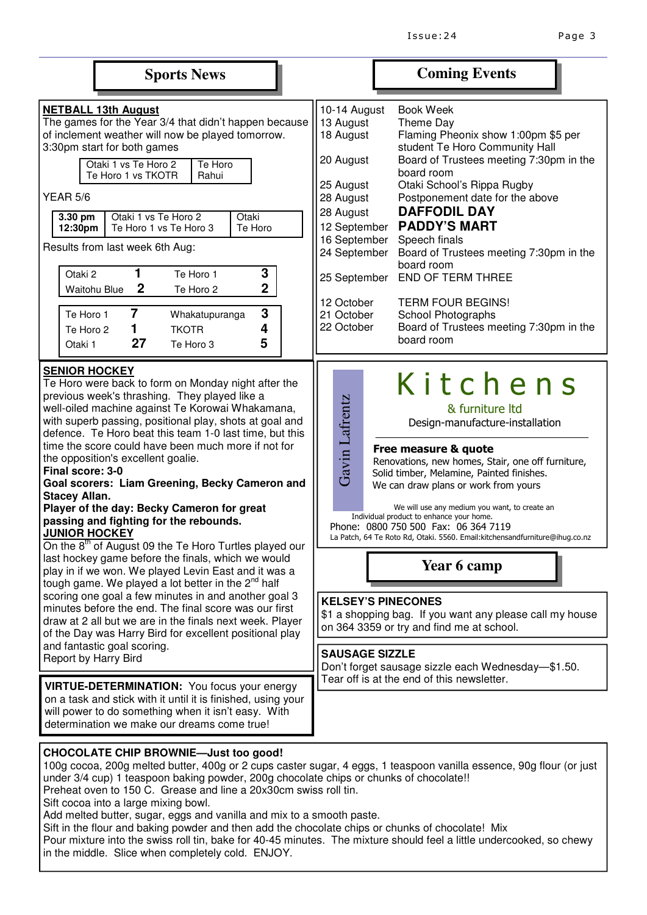## Sports News

**NETBALL 13th August**

The games for the Year 3/4 that didn't happen because of inclement weather will now be played tomorrow. 3:30pm start for both games

| | |
|---|---|
| Otaki 1 vs Te Horo 2 | Te Horo |
| Te Horo 1 vs TKOTR | Rahui |

YEAR 5/6

| | | |
|---|---|---|
| **3.30 pm** | Otaki 1 vs Te Horo 2 | Otaki |
| **12:30pm** | Te Horo 1 vs Te Horo 3 | Te Horo |

Results from last week 6th Aug:

| | | | |
|---|---|---|---|
| Otaki 2 | 1 | Te Horo 1 | 3 |
| Waitohu Blue | 2 | Te Horo 2 | 2 |

| | | | |
|---|---|---|---|
| Te Horo 1 | 7 | Whakatupuranga | 3 |
| Te Horo 2 | 1 | TKOTR | 4 |
| Otaki 1 | 27 | Te Horo 3 | 5 |

**SENIOR HOCKEY**

Te Horo were back to form on Monday night after the previous week's thrashing. They played like a well-oiled machine against Te Korowai Whakamana, with superb passing, positional play, shots at goal and defence. Te Horo beat this team 1-0 last time, but this time the score could have been much more if not for the opposition's excellent goalie.

**Final score: 3-0**

**Goal scorers: Liam Greening, Becky Cameron and Stacey Allan.**

**Player of the day: Becky Cameron for great passing and fighting for the rebounds.**

**JUNIOR HOCKEY**

On the 8th of August 09 the Te Horo Turtles played our last hockey game before the finals, which we would play in if we won. We played Levin East and it was a tough game. We played a lot better in the 2nd half scoring one goal a few minutes in and another goal 3 minutes before the end. The final score was our first draw at 2 all but we are in the finals next week. Player of the Day was Harry Bird for excellent positional play and fantastic goal scoring.

Report by Harry Bird

**VIRTUE-DETERMINATION:** You focus your energy on a task and stick with it until it is finished, using your will power to do something when it isn't easy. With determination we make our dreams come true!

## Coming Events

| | |
|---|---|
| 10-14 August | Book Week |
| 13 August | Theme Day |
| 18 August | Flaming Pheonix show 1:00pm $5 per student Te Horo Community Hall |
| 20 August | Board of Trustees meeting 7:30pm in the board room |
| 25 August | Otaki School's Rippa Rugby |
| 28 August | Postponement date for the above |
| 28 August | **DAFFODIL DAY** |
| 12 September | **PADDY'S MART** |
| 16 September | Speech finals |
| 24 September | Board of Trustees meeting 7:30pm in the board room |
| 25 September | END OF TERM THREE |
| 12 October | TERM FOUR BEGINS! |
| 21 October | School Photographs |
| 22 October | Board of Trustees meeting 7:30pm in the board room |

Gavin Lafrentz

**Kitchens**

& furniture ltd

Design-manufacture-installation

**Free measure & quote**

Renovations, new homes, Stair, one off furniture, Solid timber, Melamine, Painted finishes. We can draw plans or work from yours

We will use any medium you want, to create an Individual product to enhance your home.

Phone: 0800 750 500 Fax: 06 364 7119

La Patch, 64 Te Roto Rd, Otaki. 5560. Email:kitchensandfurniture@ihug.co.nz

## Year 6 camp

**KELSEY'S PINECONES**

$1 a shopping bag. If you want any please call my house on 364 3359 or try and find me at school.

**SAUSAGE SIZZLE**

Don't forget sausage sizzle each Wednesday—$1.50. Tear off is at the end of this newsletter.

**CHOCOLATE CHIP BROWNIE—Just too good!**

100g cocoa, 200g melted butter, 400g or 2 cups caster sugar, 4 eggs, 1 teaspoon vanilla essence, 90g flour (or just under 3/4 cup) 1 teaspoon baking powder, 200g chocolate chips or chunks of chocolate!!

Preheat oven to 150 C. Grease and line a 20x30cm swiss roll tin.

Sift cocoa into a large mixing bowl.

Add melted butter, sugar, eggs and vanilla and mix to a smooth paste.

Sift in the flour and baking powder and then add the chocolate chips or chunks of chocolate! Mix

Pour mixture into the swiss roll tin, bake for 40-45 minutes. The mixture should feel a little undercooked, so chewy in the middle. Slice when completely cold. ENJOY.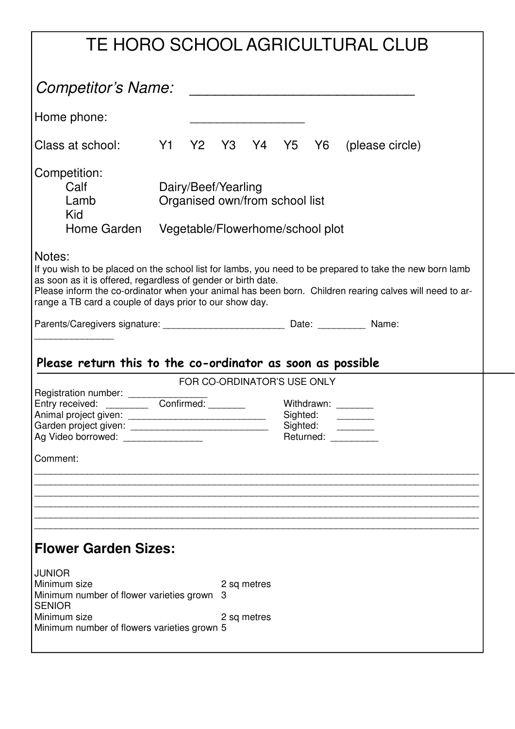# TE HORO SCHOOL AGRICULTURAL CLUB

*Competitor's Name:* ____________________________

Home phone: _________________

Class at school: Y1 Y2 Y3 Y4 Y5 Y6 (please circle)

Competition:

- Calf — Dairy/Beef/Yearling
- Lamb — Organised own/from school list
- Kid
- Home Garden — Vegetable/Flowerhome/school plot

Notes:

If you wish to be placed on the school list for lambs, you need to be prepared to take the new born lamb as soon as it is offered, regardless of gender or birth date.
Please inform the co-ordinator when your animal has been born. Children rearing calves will need to arrange a TB card a couple of days prior to our show day.

Parents/Caregivers signature: _______________________ Date: _________ Name: _______________

**Please return this to the co-ordinator as soon as possible**

FOR CO-ORDINATOR'S USE ONLY

Registration number: _______________

Entry received: ________ Confirmed: _______ Withdrawn: _______

Animal project given: __________________________ Sighted: _______

Garden project given: __________________________ Sighted: _______

Ag Video borrowed: _______________ Returned: _________

Comment:

______________________________________________________________________________

______________________________________________________________________________

______________________________________________________________________________

______________________________________________________________________________

______________________________________________________________________________

______________________________________________________________________________

## Flower Garden Sizes:

JUNIOR

Minimum size 2 sq metres

Minimum number of flower varieties grown 3

SENIOR

Minimum size 2 sq metres

Minimum number of flowers varieties grown 5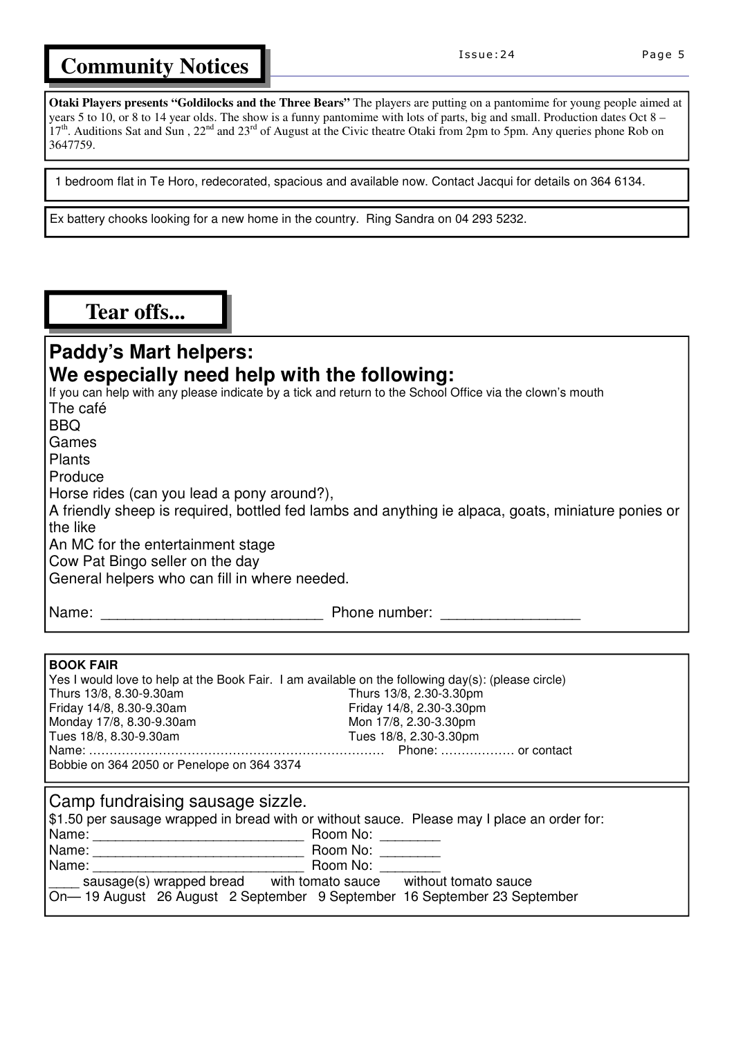## Community Notices

**Otaki Players presents "Goldilocks and the Three Bears"** The players are putting on a pantomime for young people aimed at years 5 to 10, or 8 to 14 year olds. The show is a funny pantomime with lots of parts, big and small. Production dates Oct 8 – 17th. Auditions Sat and Sun , 22nd and 23rd of August at the Civic theatre Otaki from 2pm to 5pm. Any queries phone Rob on 3647759.

1 bedroom flat in Te Horo, redecorated, spacious and available now. Contact Jacqui for details on 364 6134.

Ex battery chooks looking for a new home in the country. Ring Sandra on 04 293 5232.

## Tear offs...

### Paddy's Mart helpers:
### We especially need help with the following:

If you can help with any please indicate by a tick and return to the School Office via the clown's mouth

The café
BBQ
Games
Plants
Produce
Horse rides (can you lead a pony around?),
A friendly sheep is required, bottled fed lambs and anything ie alpaca, goats, miniature ponies or the like
An MC for the entertainment stage
Cow Pat Bingo seller on the day
General helpers who can fill in where needed.

Name: ___________________________ Phone number: _________________

**BOOK FAIR**

Yes I would love to help at the Book Fair. I am available on the following day(s): (please circle)

| | |
|---|---|
| Thurs 13/8, 8.30-9.30am | Thurs 13/8, 2.30-3.30pm |
| Friday 14/8, 8.30-9.30am | Friday 14/8, 2.30-3.30pm |
| Monday 17/8, 8.30-9.30am | Mon 17/8, 2.30-3.30pm |
| Tues 18/8, 8.30-9.30am | Tues 18/8, 2.30-3.30pm |

Name: ……………………………………………………………… Phone: ……………… or contact Bobbie on 364 2050 or Penelope on 364 3374

Camp fundraising sausage sizzle.

$1.50 per sausage wrapped in bread with or without sauce. Please may I place an order for:

Name: ____________________________ Room No: ________
Name: ____________________________ Room No: ________
Name: ____________________________ Room No: ________

____ sausage(s) wrapped bread with tomato sauce without tomato sauce

On— 19 August 26 August 2 September 9 September 16 September 23 September